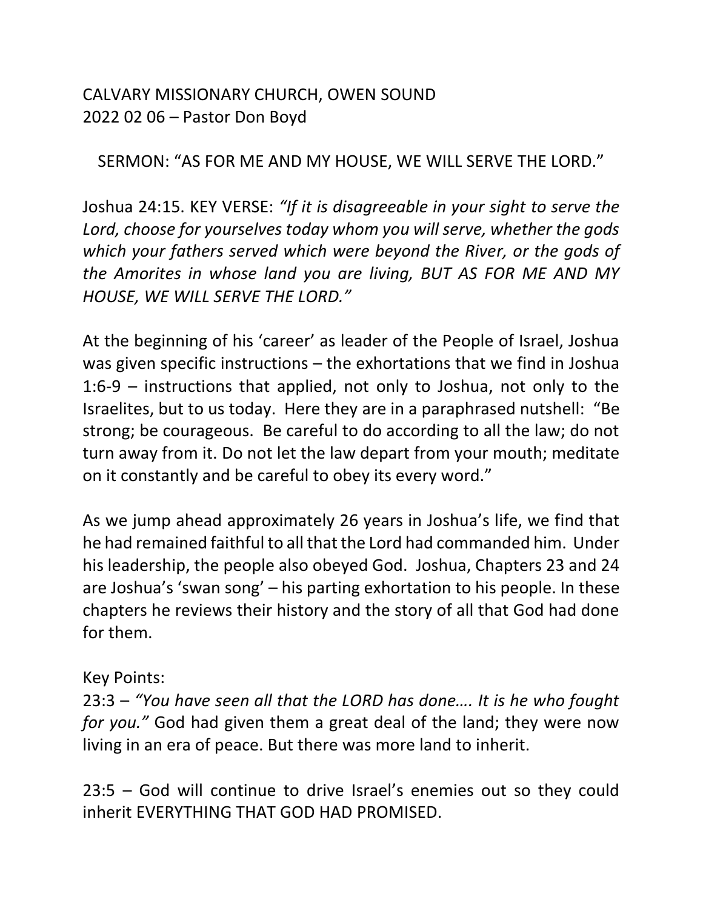CALVARY MISSIONARY CHURCH, OWEN SOUND
2022 02 06 – Pastor Don Boyd

## SERMON: "AS FOR ME AND MY HOUSE, WE WILL SERVE THE LORD."

Joshua 24:15. KEY VERSE: *"If it is disagreeable in your sight to serve the Lord, choose for yourselves today whom you will serve, whether the gods which your fathers served which were beyond the River, or the gods of the Amorites in whose land you are living, BUT AS FOR ME AND MY HOUSE, WE WILL SERVE THE LORD."*

At the beginning of his 'career' as leader of the People of Israel, Joshua was given specific instructions – the exhortations that we find in Joshua 1:6-9 – instructions that applied, not only to Joshua, not only to the Israelites, but to us today. Here they are in a paraphrased nutshell: "Be strong; be courageous. Be careful to do according to all the law; do not turn away from it. Do not let the law depart from your mouth; meditate on it constantly and be careful to obey its every word."

As we jump ahead approximately 26 years in Joshua's life, we find that he had remained faithful to all that the Lord had commanded him. Under his leadership, the people also obeyed God. Joshua, Chapters 23 and 24 are Joshua's 'swan song' – his parting exhortation to his people. In these chapters he reviews their history and the story of all that God had done for them.

Key Points:

23:3 – *"You have seen all that the LORD has done…. It is he who fought for you."* God had given them a great deal of the land; they were now living in an era of peace. But there was more land to inherit.

23:5 – God will continue to drive Israel's enemies out so they could inherit EVERYTHING THAT GOD HAD PROMISED.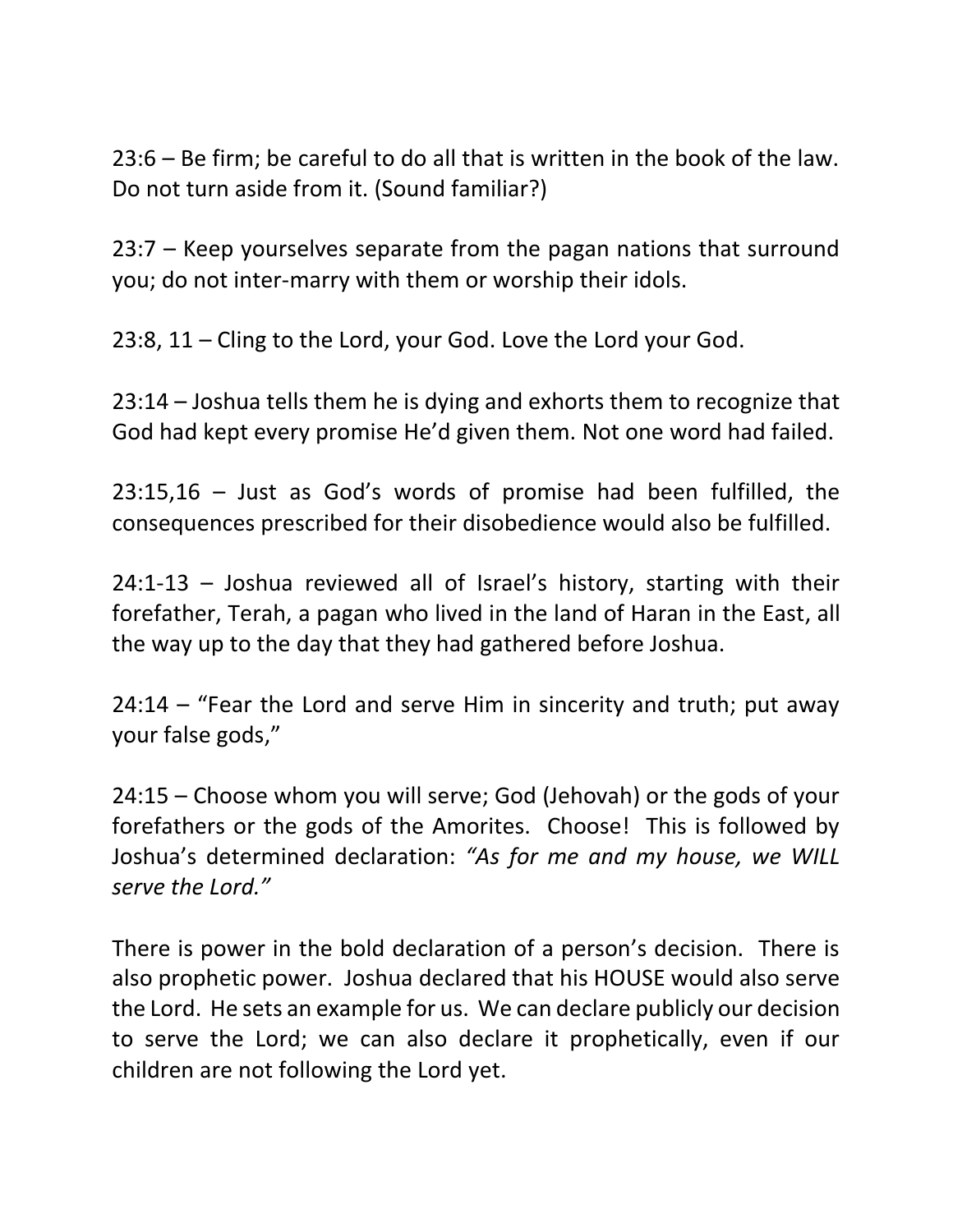23:6 – Be firm; be careful to do all that is written in the book of the law. Do not turn aside from it. (Sound familiar?)

23:7 – Keep yourselves separate from the pagan nations that surround you; do not inter-marry with them or worship their idols.

23:8, 11 – Cling to the Lord, your God. Love the Lord your God.

23:14 – Joshua tells them he is dying and exhorts them to recognize that God had kept every promise He'd given them. Not one word had failed.

23:15,16 – Just as God's words of promise had been fulfilled, the consequences prescribed for their disobedience would also be fulfilled.

24:1-13 – Joshua reviewed all of Israel's history, starting with their forefather, Terah, a pagan who lived in the land of Haran in the East, all the way up to the day that they had gathered before Joshua.

24:14 – "Fear the Lord and serve Him in sincerity and truth; put away your false gods,"

24:15 – Choose whom you will serve; God (Jehovah) or the gods of your forefathers or the gods of the Amorites. Choose! This is followed by Joshua's determined declaration: *"As for me and my house, we WILL serve the Lord."*

There is power in the bold declaration of a person's decision. There is also prophetic power. Joshua declared that his HOUSE would also serve the Lord. He sets an example for us. We can declare publicly our decision to serve the Lord; we can also declare it prophetically, even if our children are not following the Lord yet.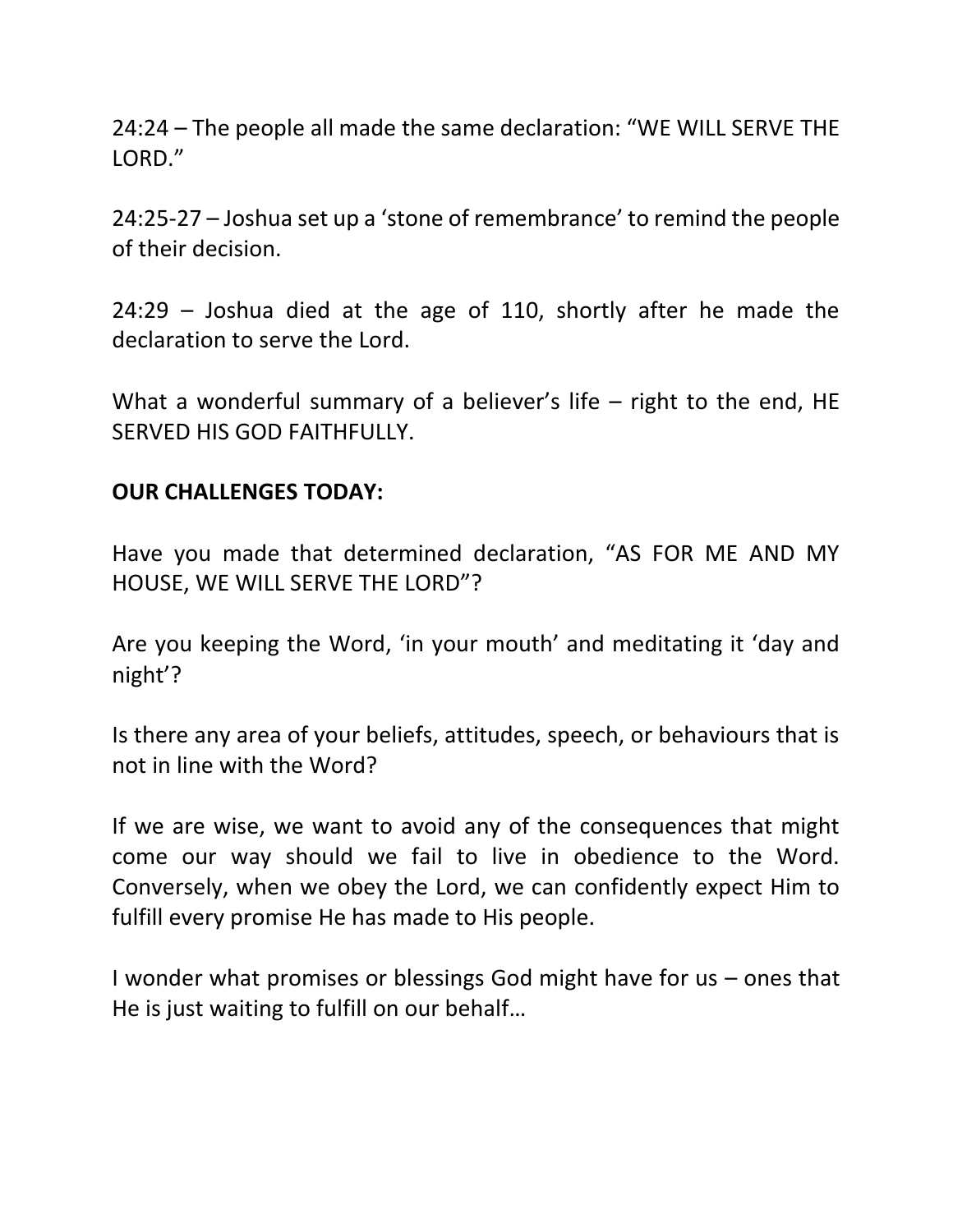24:24 – The people all made the same declaration: "WE WILL SERVE THE LORD."

24:25-27 – Joshua set up a 'stone of remembrance' to remind the people of their decision.

24:29 – Joshua died at the age of 110, shortly after he made the declaration to serve the Lord.

What a wonderful summary of a believer's life – right to the end, HE SERVED HIS GOD FAITHFULLY.

**OUR CHALLENGES TODAY:**

Have you made that determined declaration, "AS FOR ME AND MY HOUSE, WE WILL SERVE THE LORD"?

Are you keeping the Word, 'in your mouth' and meditating it 'day and night'?

Is there any area of your beliefs, attitudes, speech, or behaviours that is not in line with the Word?

If we are wise, we want to avoid any of the consequences that might come our way should we fail to live in obedience to the Word. Conversely, when we obey the Lord, we can confidently expect Him to fulfill every promise He has made to His people.

I wonder what promises or blessings God might have for us – ones that He is just waiting to fulfill on our behalf…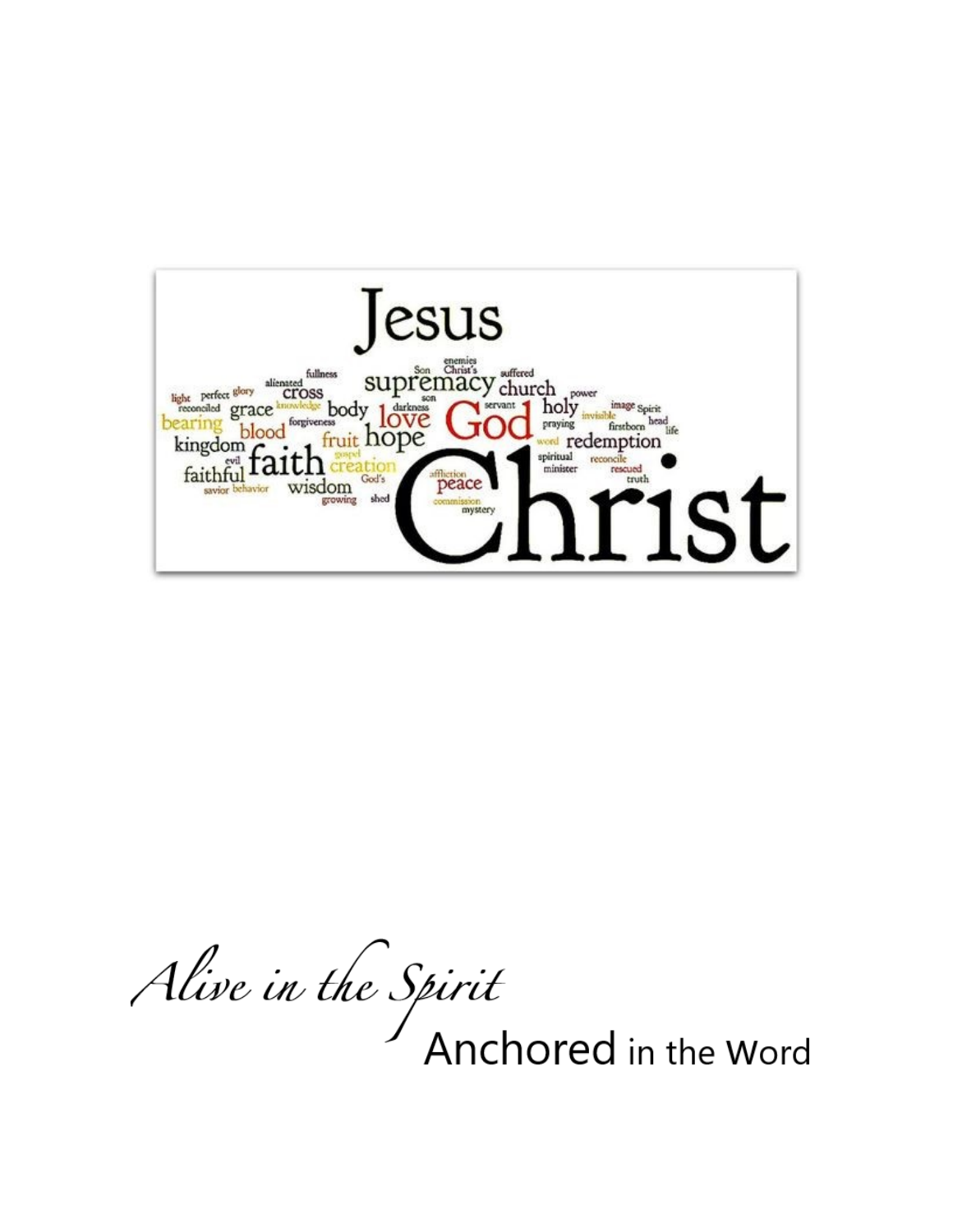*Alive in the Spirit*

Anchored in the Word